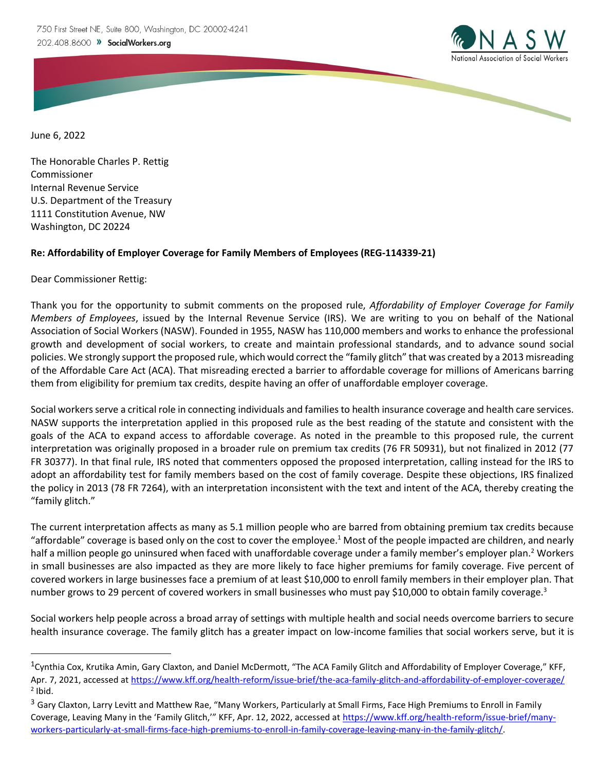750 First Street NE, Suite 800, Washington, DC 20002-4241
202.408.8600 » SocialWorkers.org

NASW
National Association of Social Workers

June 6, 2022

The Honorable Charles P. Rettig
Commissioner
Internal Revenue Service
U.S. Department of the Treasury
1111 Constitution Avenue, NW
Washington, DC 20224

**Re: Affordability of Employer Coverage for Family Members of Employees (REG-114339-21)**

Dear Commissioner Rettig:

Thank you for the opportunity to submit comments on the proposed rule, *Affordability of Employer Coverage for Family Members of Employees*, issued by the Internal Revenue Service (IRS). We are writing to you on behalf of the National Association of Social Workers (NASW). Founded in 1955, NASW has 110,000 members and works to enhance the professional growth and development of social workers, to create and maintain professional standards, and to advance sound social policies. We strongly support the proposed rule, which would correct the "family glitch" that was created by a 2013 misreading of the Affordable Care Act (ACA). That misreading erected a barrier to affordable coverage for millions of Americans barring them from eligibility for premium tax credits, despite having an offer of unaffordable employer coverage.

Social workers serve a critical role in connecting individuals and families to health insurance coverage and health care services. NASW supports the interpretation applied in this proposed rule as the best reading of the statute and consistent with the goals of the ACA to expand access to affordable coverage. As noted in the preamble to this proposed rule, the current interpretation was originally proposed in a broader rule on premium tax credits (76 FR 50931), but not finalized in 2012 (77 FR 30377). In that final rule, IRS noted that commenters opposed the proposed interpretation, calling instead for the IRS to adopt an affordability test for family members based on the cost of family coverage. Despite these objections, IRS finalized the policy in 2013 (78 FR 7264), with an interpretation inconsistent with the text and intent of the ACA, thereby creating the "family glitch."

The current interpretation affects as many as 5.1 million people who are barred from obtaining premium tax credits because "affordable" coverage is based only on the cost to cover the employee.[1] Most of the people impacted are children, and nearly half a million people go uninsured when faced with unaffordable coverage under a family member's employer plan.[2] Workers in small businesses are also impacted as they are more likely to face higher premiums for family coverage. Five percent of covered workers in large businesses face a premium of at least $10,000 to enroll family members in their employer plan. That number grows to 29 percent of covered workers in small businesses who must pay $10,000 to obtain family coverage.[3]

Social workers help people across a broad array of settings with multiple health and social needs overcome barriers to secure health insurance coverage. The family glitch has a greater impact on low-income families that social workers serve, but it is

---

[1] Cynthia Cox, Krutika Amin, Gary Claxton, and Daniel McDermott, "The ACA Family Glitch and Affordability of Employer Coverage," KFF, Apr. 7, 2021, accessed at https://www.kff.org/health-reform/issue-brief/the-aca-family-glitch-and-affordability-of-employer-coverage/

[2] Ibid.

[3] Gary Claxton, Larry Levitt and Matthew Rae, "Many Workers, Particularly at Small Firms, Face High Premiums to Enroll in Family Coverage, Leaving Many in the 'Family Glitch,'" KFF, Apr. 12, 2022, accessed at https://www.kff.org/health-reform/issue-brief/many-workers-particularly-at-small-firms-face-high-premiums-to-enroll-in-family-coverage-leaving-many-in-the-family-glitch/.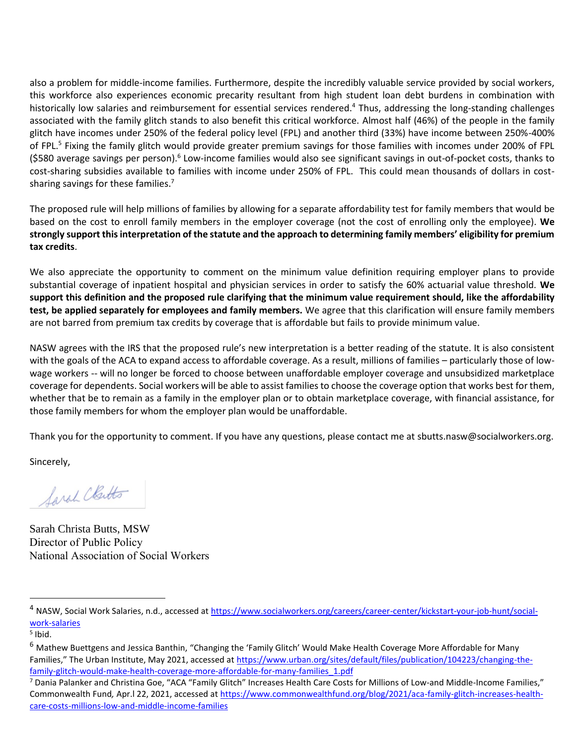also a problem for middle-income families. Furthermore, despite the incredibly valuable service provided by social workers, this workforce also experiences economic precarity resultant from high student loan debt burdens in combination with historically low salaries and reimbursement for essential services rendered.[4] Thus, addressing the long-standing challenges associated with the family glitch stands to also benefit this critical workforce. Almost half (46%) of the people in the family glitch have incomes under 250% of the federal policy level (FPL) and another third (33%) have income between 250%-400% of FPL.[5] Fixing the family glitch would provide greater premium savings for those families with incomes under 200% of FPL ($580 average savings per person).[6] Low-income families would also see significant savings in out-of-pocket costs, thanks to cost-sharing subsidies available to families with income under 250% of FPL. This could mean thousands of dollars in cost-sharing savings for these families.[7]

The proposed rule will help millions of families by allowing for a separate affordability test for family members that would be based on the cost to enroll family members in the employer coverage (not the cost of enrolling only the employee). **We strongly support this interpretation of the statute and the approach to determining family members' eligibility for premium tax credits**.

We also appreciate the opportunity to comment on the minimum value definition requiring employer plans to provide substantial coverage of inpatient hospital and physician services in order to satisfy the 60% actuarial value threshold. **We support this definition and the proposed rule clarifying that the minimum value requirement should, like the affordability test, be applied separately for employees and family members.** We agree that this clarification will ensure family members are not barred from premium tax credits by coverage that is affordable but fails to provide minimum value.

NASW agrees with the IRS that the proposed rule's new interpretation is a better reading of the statute. It is also consistent with the goals of the ACA to expand access to affordable coverage. As a result, millions of families – particularly those of low-wage workers -- will no longer be forced to choose between unaffordable employer coverage and unsubsidized marketplace coverage for dependents. Social workers will be able to assist families to choose the coverage option that works best for them, whether that be to remain as a family in the employer plan or to obtain marketplace coverage, with financial assistance, for those family members for whom the employer plan would be unaffordable.

Thank you for the opportunity to comment. If you have any questions, please contact me at sbutts.nasw@socialworkers.org.

Sincerely,

Sarah Christa Butts, MSW
Director of Public Policy
National Association of Social Workers

---

[4] NASW, Social Work Salaries, n.d., accessed at https://www.socialworkers.org/careers/career-center/kickstart-your-job-hunt/social-work-salaries

[5] Ibid.

[6] Mathew Buettgens and Jessica Banthin, "Changing the 'Family Glitch' Would Make Health Coverage More Affordable for Many Families," The Urban Institute, May 2021, accessed at https://www.urban.org/sites/default/files/publication/104223/changing-the-family-glitch-would-make-health-coverage-more-affordable-for-many-families_1.pdf

[7] Dania Palanker and Christina Goe, "ACA "Family Glitch" Increases Health Care Costs for Millions of Low-and Middle-Income Families," Commonwealth Fund, Apr.l 22, 2021, accessed at https://www.commonwealthfund.org/blog/2021/aca-family-glitch-increases-health-care-costs-millions-low-and-middle-income-families